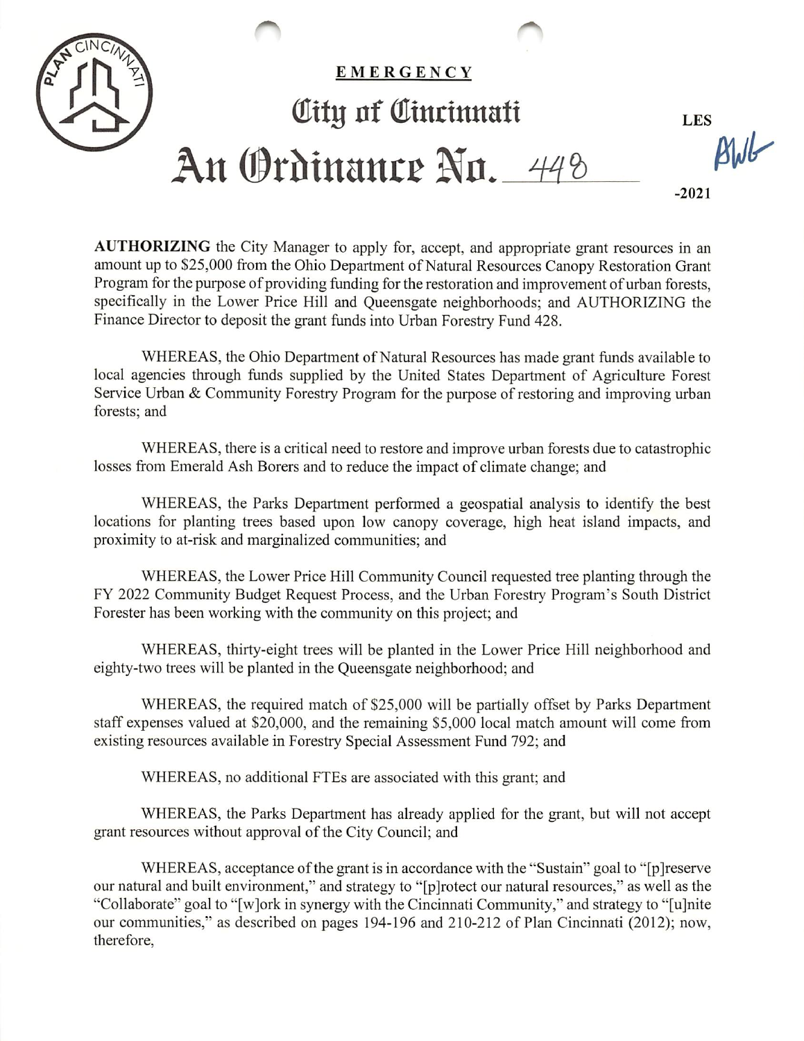**EMERGENCY**

# City of Cincinnati

# An Ordinance No. 448 -2021

LES

AWG

**AUTHORIZING** the City Manager to apply for, accept, and appropriate grant resources in an amount up to $25,000 from the Ohio Department of Natural Resources Canopy Restoration Grant Program for the purpose of providing funding for the restoration and improvement of urban forests, specifically in the Lower Price Hill and Queensgate neighborhoods; and AUTHORIZING the Finance Director to deposit the grant funds into Urban Forestry Fund 428.

WHEREAS, the Ohio Department of Natural Resources has made grant funds available to local agencies through funds supplied by the United States Department of Agriculture Forest Service Urban & Community Forestry Program for the purpose of restoring and improving urban forests; and

WHEREAS, there is a critical need to restore and improve urban forests due to catastrophic losses from Emerald Ash Borers and to reduce the impact of climate change; and

WHEREAS, the Parks Department performed a geospatial analysis to identify the best locations for planting trees based upon low canopy coverage, high heat island impacts, and proximity to at-risk and marginalized communities; and

WHEREAS, the Lower Price Hill Community Council requested tree planting through the FY 2022 Community Budget Request Process, and the Urban Forestry Program's South District Forester has been working with the community on this project; and

WHEREAS, thirty-eight trees will be planted in the Lower Price Hill neighborhood and eighty-two trees will be planted in the Queensgate neighborhood; and

WHEREAS, the required match of $25,000 will be partially offset by Parks Department staff expenses valued at $20,000, and the remaining $5,000 local match amount will come from existing resources available in Forestry Special Assessment Fund 792; and

WHEREAS, no additional FTEs are associated with this grant; and

WHEREAS, the Parks Department has already applied for the grant, but will not accept grant resources without approval of the City Council; and

WHEREAS, acceptance of the grant is in accordance with the "Sustain" goal to "[p]reserve our natural and built environment," and strategy to "[p]rotect our natural resources," as well as the "Collaborate" goal to "[w]ork in synergy with the Cincinnati Community," and strategy to "[u]nite our communities," as described on pages 194-196 and 210-212 of Plan Cincinnati (2012); now, therefore,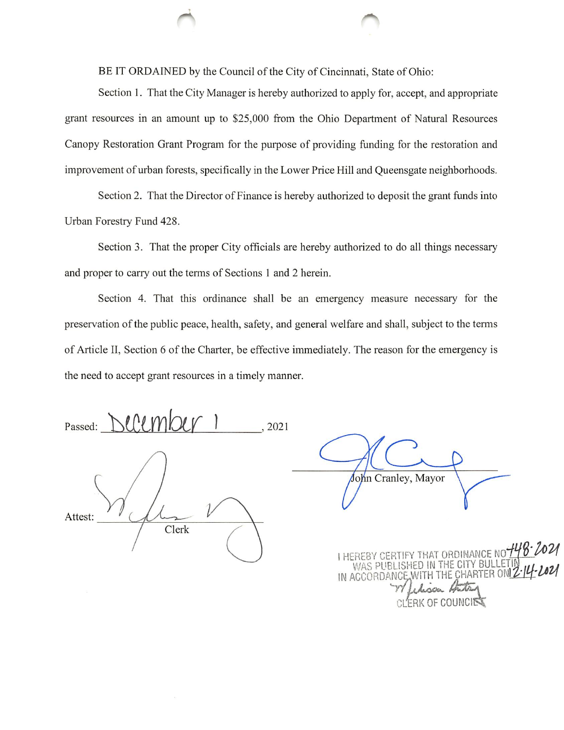BE IT ORDAINED by the Council of the City of Cincinnati, State of Ohio:

Section 1. That the City Manager is hereby authorized to apply for, accept, and appropriate grant resources in an amount up to $25,000 from the Ohio Department of Natural Resources Canopy Restoration Grant Program for the purpose of providing funding for the restoration and improvement of urban forests, specifically in the Lower Price Hill and Queensgate neighborhoods.

Section 2. That the Director of Finance is hereby authorized to deposit the grant funds into Urban Forestry Fund 428.

Section 3. That the proper City officials are hereby authorized to do all things necessary and proper to carry out the terms of Sections 1 and 2 herein.

Section 4. That this ordinance shall be an emergency measure necessary for the preservation of the public peace, health, safety, and general welfare and shall, subject to the terms of Article II, Section 6 of the Charter, be effective immediately. The reason for the emergency is the need to accept grant resources in a timely manner.

Passed: December 1, 2021

John Cranley, Mayor

Attest: Clerk

I HEREBY CERTIFY THAT ORDINANCE NO 448-2021 WAS PUBLISHED IN THE CITY BULLETIN IN ACCORDANCE WITH THE CHARTER ON 12-14-2021

CLERK OF COUNCIL